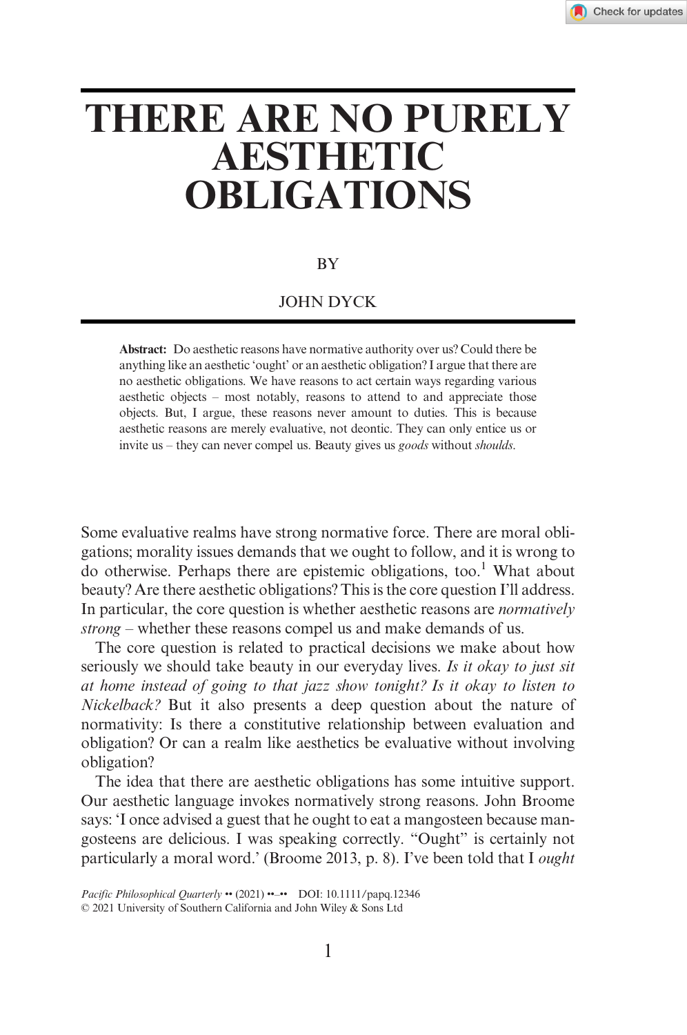# THERE ARE NO PURELY AESTHETIC OBLIGATIONS

BY

JOHN DYCK

**Abstract:** Do aesthetic reasons have normative authority over us? Could there be anything like an aesthetic 'ought' or an aesthetic obligation? I argue that there are no aesthetic obligations. We have reasons to act certain ways regarding various aesthetic objects – most notably, reasons to attend to and appreciate those objects. But, I argue, these reasons never amount to duties. This is because aesthetic reasons are merely evaluative, not deontic. They can only entice us or invite us – they can never compel us. Beauty gives us *goods* without *shoulds*.

Some evaluative realms have strong normative force. There are moral obligations; morality issues demands that we ought to follow, and it is wrong to do otherwise. Perhaps there are epistemic obligations, too.[1] What about beauty? Are there aesthetic obligations? This is the core question I'll address. In particular, the core question is whether aesthetic reasons are *normatively strong* – whether these reasons compel us and make demands of us.

The core question is related to practical decisions we make about how seriously we should take beauty in our everyday lives. *Is it okay to just sit at home instead of going to that jazz show tonight? Is it okay to listen to Nickelback?* But it also presents a deep question about the nature of normativity: Is there a constitutive relationship between evaluation and obligation? Or can a realm like aesthetics be evaluative without involving obligation?

The idea that there are aesthetic obligations has some intuitive support. Our aesthetic language invokes normatively strong reasons. John Broome says: 'I once advised a guest that he ought to eat a mangosteen because mangosteens are delicious. I was speaking correctly. "Ought" is certainly not particularly a moral word.' (Broome 2013, p. 8). I've been told that I *ought*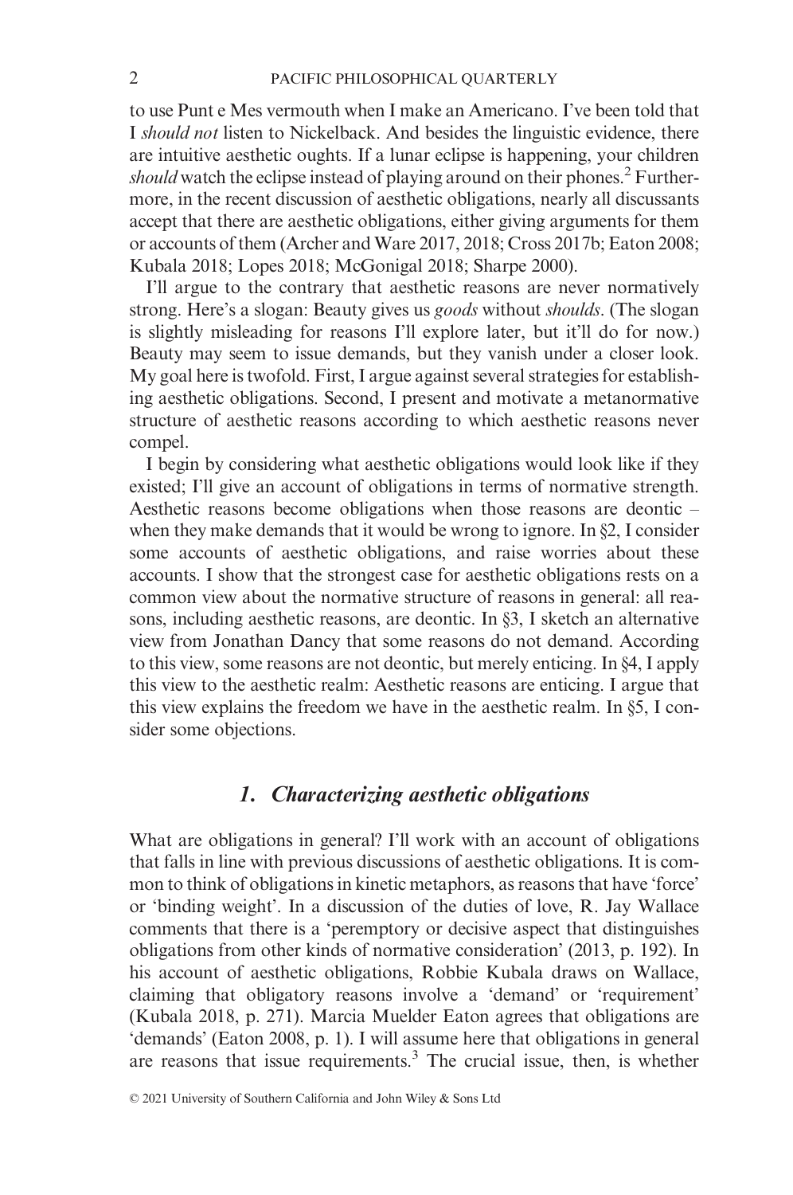to use Punt e Mes vermouth when I make an Americano. I've been told that I *should not* listen to Nickelback. And besides the linguistic evidence, there are intuitive aesthetic oughts. If a lunar eclipse is happening, your children *should* watch the eclipse instead of playing around on their phones.[2] Furthermore, in the recent discussion of aesthetic obligations, nearly all discussants accept that there are aesthetic obligations, either giving arguments for them or accounts of them (Archer and Ware 2017, 2018; Cross 2017b; Eaton 2008; Kubala 2018; Lopes 2018; McGonigal 2018; Sharpe 2000).

I'll argue to the contrary that aesthetic reasons are never normatively strong. Here's a slogan: Beauty gives us *goods* without *shoulds*. (The slogan is slightly misleading for reasons I'll explore later, but it'll do for now.) Beauty may seem to issue demands, but they vanish under a closer look. My goal here is twofold. First, I argue against several strategies for establishing aesthetic obligations. Second, I present and motivate a metanormative structure of aesthetic reasons according to which aesthetic reasons never compel.

I begin by considering what aesthetic obligations would look like if they existed; I'll give an account of obligations in terms of normative strength. Aesthetic reasons become obligations when those reasons are deontic – when they make demands that it would be wrong to ignore. In §2, I consider some accounts of aesthetic obligations, and raise worries about these accounts. I show that the strongest case for aesthetic obligations rests on a common view about the normative structure of reasons in general: all reasons, including aesthetic reasons, are deontic. In §3, I sketch an alternative view from Jonathan Dancy that some reasons do not demand. According to this view, some reasons are not deontic, but merely enticing. In §4, I apply this view to the aesthetic realm: Aesthetic reasons are enticing. I argue that this view explains the freedom we have in the aesthetic realm. In §5, I consider some objections.

## 1. *Characterizing aesthetic obligations*

What are obligations in general? I'll work with an account of obligations that falls in line with previous discussions of aesthetic obligations. It is common to think of obligations in kinetic metaphors, as reasons that have 'force' or 'binding weight'. In a discussion of the duties of love, R. Jay Wallace comments that there is a 'peremptory or decisive aspect that distinguishes obligations from other kinds of normative consideration' (2013, p. 192). In his account of aesthetic obligations, Robbie Kubala draws on Wallace, claiming that obligatory reasons involve a 'demand' or 'requirement' (Kubala 2018, p. 271). Marcia Muelder Eaton agrees that obligations are 'demands' (Eaton 2008, p. 1). I will assume here that obligations in general are reasons that issue requirements.[3] The crucial issue, then, is whether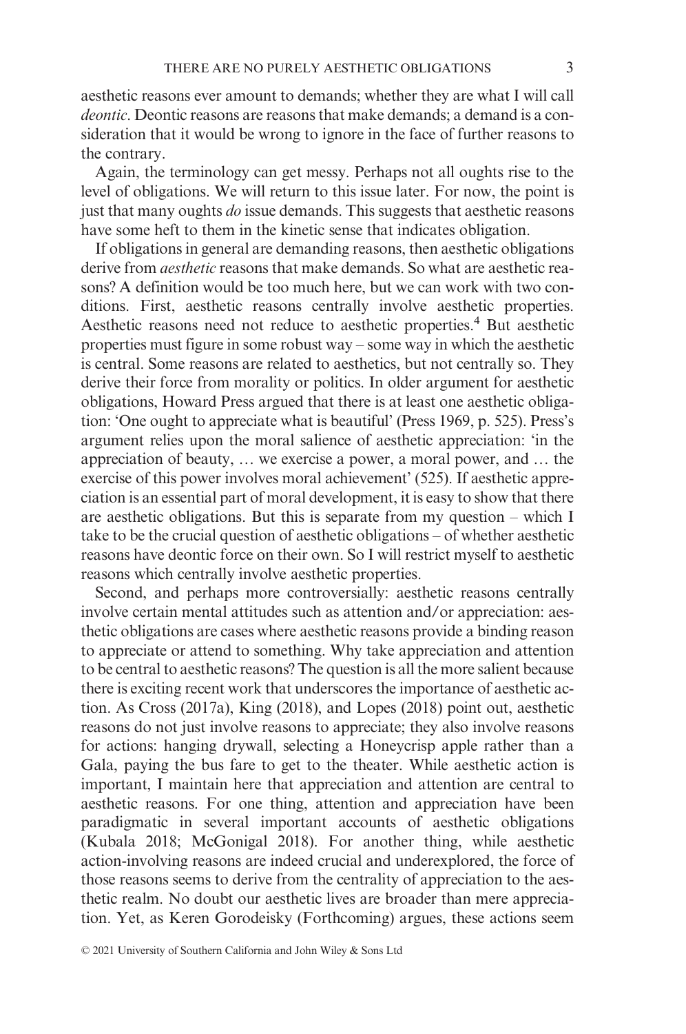aesthetic reasons ever amount to demands; whether they are what I will call *deontic*. Deontic reasons are reasons that make demands; a demand is a consideration that it would be wrong to ignore in the face of further reasons to the contrary.

Again, the terminology can get messy. Perhaps not all oughts rise to the level of obligations. We will return to this issue later. For now, the point is just that many oughts *do* issue demands. This suggests that aesthetic reasons have some heft to them in the kinetic sense that indicates obligation.

If obligations in general are demanding reasons, then aesthetic obligations derive from *aesthetic* reasons that make demands. So what are aesthetic reasons? A definition would be too much here, but we can work with two conditions. First, aesthetic reasons centrally involve aesthetic properties. Aesthetic reasons need not reduce to aesthetic properties.[4] But aesthetic properties must figure in some robust way – some way in which the aesthetic is central. Some reasons are related to aesthetics, but not centrally so. They derive their force from morality or politics. In older argument for aesthetic obligations, Howard Press argued that there is at least one aesthetic obligation: 'One ought to appreciate what is beautiful' (Press 1969, p. 525). Press's argument relies upon the moral salience of aesthetic appreciation: 'in the appreciation of beauty, … we exercise a power, a moral power, and … the exercise of this power involves moral achievement' (525). If aesthetic appreciation is an essential part of moral development, it is easy to show that there are aesthetic obligations. But this is separate from my question – which I take to be the crucial question of aesthetic obligations – of whether aesthetic reasons have deontic force on their own. So I will restrict myself to aesthetic reasons which centrally involve aesthetic properties.

Second, and perhaps more controversially: aesthetic reasons centrally involve certain mental attitudes such as attention and/or appreciation: aesthetic obligations are cases where aesthetic reasons provide a binding reason to appreciate or attend to something. Why take appreciation and attention to be central to aesthetic reasons? The question is all the more salient because there is exciting recent work that underscores the importance of aesthetic action. As Cross (2017a), King (2018), and Lopes (2018) point out, aesthetic reasons do not just involve reasons to appreciate; they also involve reasons for actions: hanging drywall, selecting a Honeycrisp apple rather than a Gala, paying the bus fare to get to the theater. While aesthetic action is important, I maintain here that appreciation and attention are central to aesthetic reasons. For one thing, attention and appreciation have been paradigmatic in several important accounts of aesthetic obligations (Kubala 2018; McGonigal 2018). For another thing, while aesthetic action-involving reasons are indeed crucial and underexplored, the force of those reasons seems to derive from the centrality of appreciation to the aesthetic realm. No doubt our aesthetic lives are broader than mere appreciation. Yet, as Keren Gorodeisky (Forthcoming) argues, these actions seem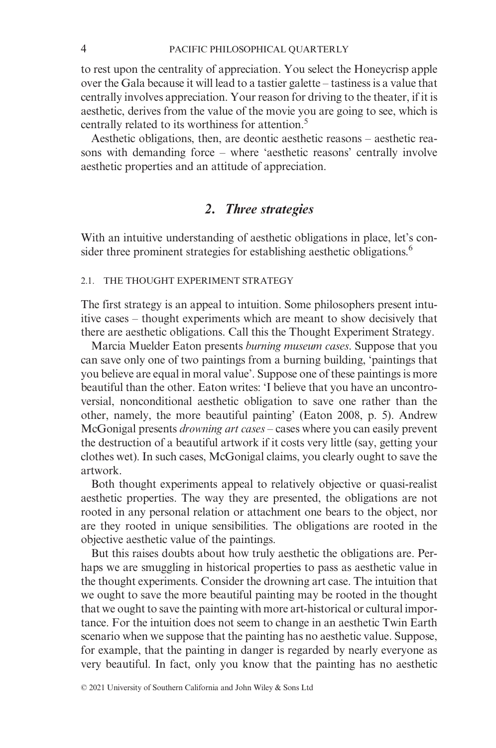to rest upon the centrality of appreciation. You select the Honeycrisp apple over the Gala because it will lead to a tastier galette – tastiness is a value that centrally involves appreciation. Your reason for driving to the theater, if it is aesthetic, derives from the value of the movie you are going to see, which is centrally related to its worthiness for attention.[5]

Aesthetic obligations, then, are deontic aesthetic reasons – aesthetic reasons with demanding force – where 'aesthetic reasons' centrally involve aesthetic properties and an attitude of appreciation.

## 2. Three strategies

With an intuitive understanding of aesthetic obligations in place, let's consider three prominent strategies for establishing aesthetic obligations.[6]

### 2.1. THE THOUGHT EXPERIMENT STRATEGY

The first strategy is an appeal to intuition. Some philosophers present intuitive cases – thought experiments which are meant to show decisively that there are aesthetic obligations. Call this the Thought Experiment Strategy.

Marcia Muelder Eaton presents *burning museum cases*. Suppose that you can save only one of two paintings from a burning building, 'paintings that you believe are equal in moral value'. Suppose one of these paintings is more beautiful than the other. Eaton writes: 'I believe that you have an uncontroversial, nonconditional aesthetic obligation to save one rather than the other, namely, the more beautiful painting' (Eaton 2008, p. 5). Andrew McGonigal presents *drowning art cases* – cases where you can easily prevent the destruction of a beautiful artwork if it costs very little (say, getting your clothes wet). In such cases, McGonigal claims, you clearly ought to save the artwork.

Both thought experiments appeal to relatively objective or quasi-realist aesthetic properties. The way they are presented, the obligations are not rooted in any personal relation or attachment one bears to the object, nor are they rooted in unique sensibilities. The obligations are rooted in the objective aesthetic value of the paintings.

But this raises doubts about how truly aesthetic the obligations are. Perhaps we are smuggling in historical properties to pass as aesthetic value in the thought experiments. Consider the drowning art case. The intuition that we ought to save the more beautiful painting may be rooted in the thought that we ought to save the painting with more art-historical or cultural importance. For the intuition does not seem to change in an aesthetic Twin Earth scenario when we suppose that the painting has no aesthetic value. Suppose, for example, that the painting in danger is regarded by nearly everyone as very beautiful. In fact, only you know that the painting has no aesthetic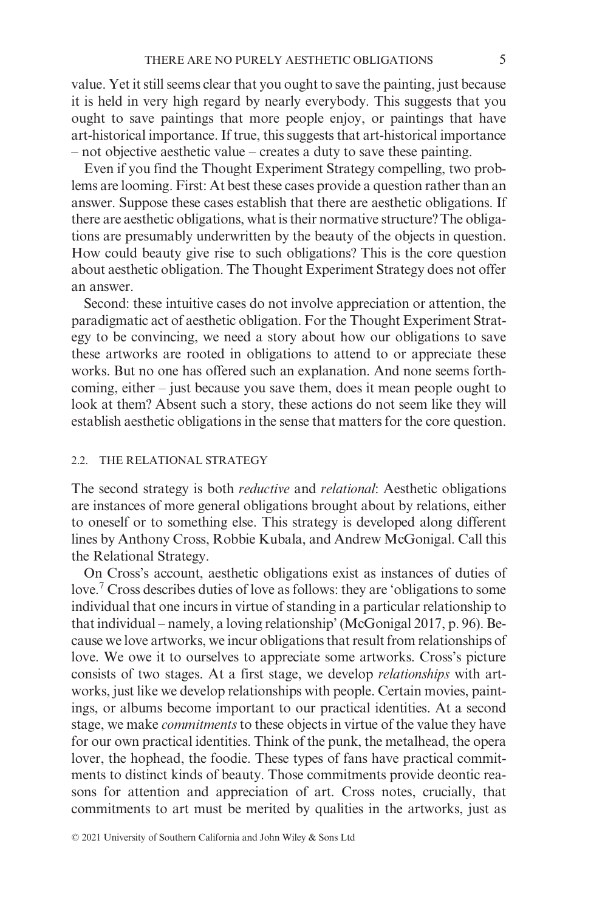value. Yet it still seems clear that you ought to save the painting, just because it is held in very high regard by nearly everybody. This suggests that you ought to save paintings that more people enjoy, or paintings that have art-historical importance. If true, this suggests that art-historical importance – not objective aesthetic value – creates a duty to save these painting.

Even if you find the Thought Experiment Strategy compelling, two problems are looming. First: At best these cases provide a question rather than an answer. Suppose these cases establish that there are aesthetic obligations. If there are aesthetic obligations, what is their normative structure? The obligations are presumably underwritten by the beauty of the objects in question. How could beauty give rise to such obligations? This is the core question about aesthetic obligation. The Thought Experiment Strategy does not offer an answer.

Second: these intuitive cases do not involve appreciation or attention, the paradigmatic act of aesthetic obligation. For the Thought Experiment Strategy to be convincing, we need a story about how our obligations to save these artworks are rooted in obligations to attend to or appreciate these works. But no one has offered such an explanation. And none seems forthcoming, either – just because you save them, does it mean people ought to look at them? Absent such a story, these actions do not seem like they will establish aesthetic obligations in the sense that matters for the core question.

### 2.2. THE RELATIONAL STRATEGY

The second strategy is both *reductive* and *relational*: Aesthetic obligations are instances of more general obligations brought about by relations, either to oneself or to something else. This strategy is developed along different lines by Anthony Cross, Robbie Kubala, and Andrew McGonigal. Call this the Relational Strategy.

On Cross's account, aesthetic obligations exist as instances of duties of love.[7] Cross describes duties of love as follows: they are 'obligations to some individual that one incurs in virtue of standing in a particular relationship to that individual – namely, a loving relationship' (McGonigal 2017, p. 96). Because we love artworks, we incur obligations that result from relationships of love. We owe it to ourselves to appreciate some artworks. Cross's picture consists of two stages. At a first stage, we develop *relationships* with artworks, just like we develop relationships with people. Certain movies, paintings, or albums become important to our practical identities. At a second stage, we make *commitments* to these objects in virtue of the value they have for our own practical identities. Think of the punk, the metalhead, the opera lover, the hophead, the foodie. These types of fans have practical commitments to distinct kinds of beauty. Those commitments provide deontic reasons for attention and appreciation of art. Cross notes, crucially, that commitments to art must be merited by qualities in the artworks, just as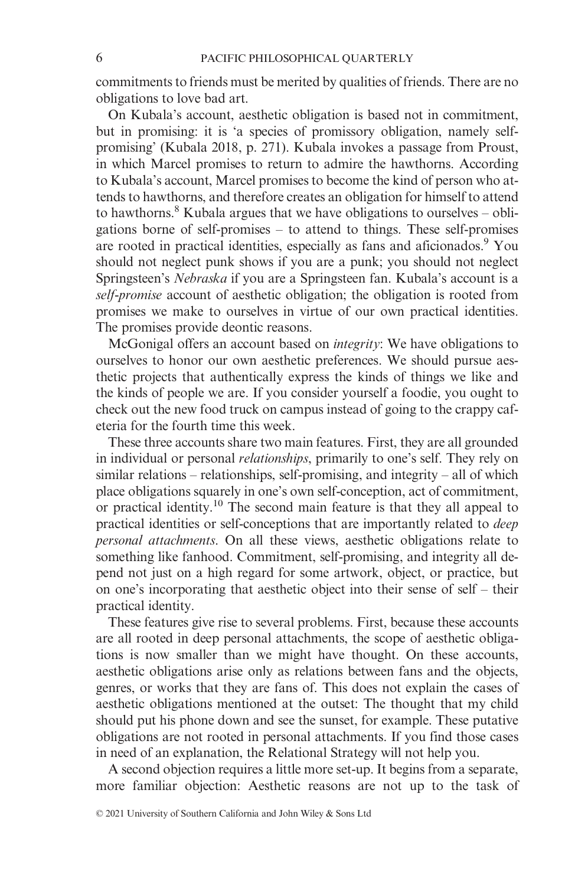commitments to friends must be merited by qualities of friends. There are no obligations to love bad art.

On Kubala's account, aesthetic obligation is based not in commitment, but in promising: it is 'a species of promissory obligation, namely self-promising' (Kubala 2018, p. 271). Kubala invokes a passage from Proust, in which Marcel promises to return to admire the hawthorns. According to Kubala's account, Marcel promises to become the kind of person who attends to hawthorns, and therefore creates an obligation for himself to attend to hawthorns.[8] Kubala argues that we have obligations to ourselves – obligations borne of self-promises – to attend to things. These self-promises are rooted in practical identities, especially as fans and aficionados.[9] You should not neglect punk shows if you are a punk; you should not neglect Springsteen's *Nebraska* if you are a Springsteen fan. Kubala's account is a *self-promise* account of aesthetic obligation; the obligation is rooted from promises we make to ourselves in virtue of our own practical identities. The promises provide deontic reasons.

McGonigal offers an account based on *integrity*: We have obligations to ourselves to honor our own aesthetic preferences. We should pursue aesthetic projects that authentically express the kinds of things we like and the kinds of people we are. If you consider yourself a foodie, you ought to check out the new food truck on campus instead of going to the crappy cafeteria for the fourth time this week.

These three accounts share two main features. First, they are all grounded in individual or personal *relationships*, primarily to one's self. They rely on similar relations – relationships, self-promising, and integrity – all of which place obligations squarely in one's own self-conception, act of commitment, or practical identity.[10] The second main feature is that they all appeal to practical identities or self-conceptions that are importantly related to *deep personal attachments*. On all these views, aesthetic obligations relate to something like fanhood. Commitment, self-promising, and integrity all depend not just on a high regard for some artwork, object, or practice, but on one's incorporating that aesthetic object into their sense of self – their practical identity.

These features give rise to several problems. First, because these accounts are all rooted in deep personal attachments, the scope of aesthetic obligations is now smaller than we might have thought. On these accounts, aesthetic obligations arise only as relations between fans and the objects, genres, or works that they are fans of. This does not explain the cases of aesthetic obligations mentioned at the outset: The thought that my child should put his phone down and see the sunset, for example. These putative obligations are not rooted in personal attachments. If you find those cases in need of an explanation, the Relational Strategy will not help you.

A second objection requires a little more set-up. It begins from a separate, more familiar objection: Aesthetic reasons are not up to the task of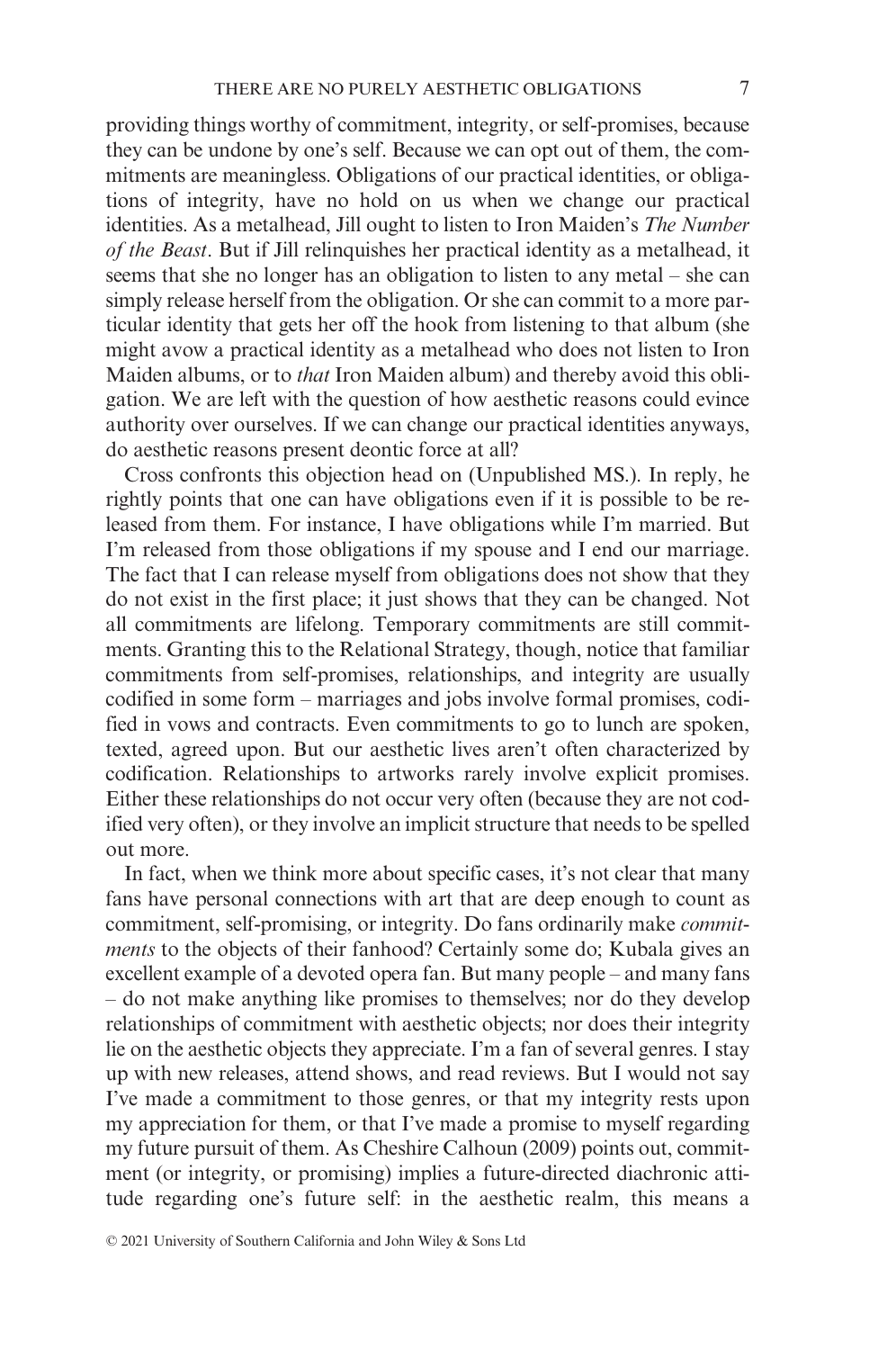providing things worthy of commitment, integrity, or self-promises, because they can be undone by one's self. Because we can opt out of them, the commitments are meaningless. Obligations of our practical identities, or obligations of integrity, have no hold on us when we change our practical identities. As a metalhead, Jill ought to listen to Iron Maiden's *The Number of the Beast*. But if Jill relinquishes her practical identity as a metalhead, it seems that she no longer has an obligation to listen to any metal – she can simply release herself from the obligation. Or she can commit to a more particular identity that gets her off the hook from listening to that album (she might avow a practical identity as a metalhead who does not listen to Iron Maiden albums, or to *that* Iron Maiden album) and thereby avoid this obligation. We are left with the question of how aesthetic reasons could evince authority over ourselves. If we can change our practical identities anyways, do aesthetic reasons present deontic force at all?

Cross confronts this objection head on (Unpublished MS.). In reply, he rightly points that one can have obligations even if it is possible to be released from them. For instance, I have obligations while I'm married. But I'm released from those obligations if my spouse and I end our marriage. The fact that I can release myself from obligations does not show that they do not exist in the first place; it just shows that they can be changed. Not all commitments are lifelong. Temporary commitments are still commitments. Granting this to the Relational Strategy, though, notice that familiar commitments from self-promises, relationships, and integrity are usually codified in some form – marriages and jobs involve formal promises, codified in vows and contracts. Even commitments to go to lunch are spoken, texted, agreed upon. But our aesthetic lives aren't often characterized by codification. Relationships to artworks rarely involve explicit promises. Either these relationships do not occur very often (because they are not codified very often), or they involve an implicit structure that needs to be spelled out more.

In fact, when we think more about specific cases, it's not clear that many fans have personal connections with art that are deep enough to count as commitment, self-promising, or integrity. Do fans ordinarily make *commitments* to the objects of their fanhood? Certainly some do; Kubala gives an excellent example of a devoted opera fan. But many people – and many fans – do not make anything like promises to themselves; nor do they develop relationships of commitment with aesthetic objects; nor does their integrity lie on the aesthetic objects they appreciate. I'm a fan of several genres. I stay up with new releases, attend shows, and read reviews. But I would not say I've made a commitment to those genres, or that my integrity rests upon my appreciation for them, or that I've made a promise to myself regarding my future pursuit of them. As Cheshire Calhoun (2009) points out, commitment (or integrity, or promising) implies a future-directed diachronic attitude regarding one's future self: in the aesthetic realm, this means a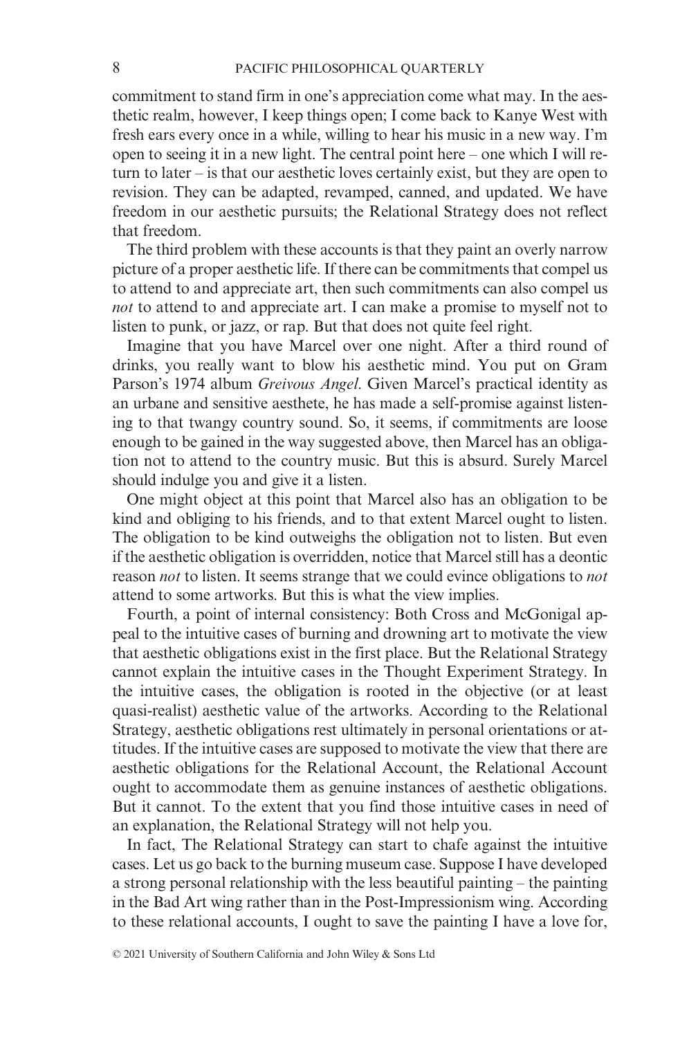commitment to stand firm in one's appreciation come what may. In the aesthetic realm, however, I keep things open; I come back to Kanye West with fresh ears every once in a while, willing to hear his music in a new way. I'm open to seeing it in a new light. The central point here – one which I will return to later – is that our aesthetic loves certainly exist, but they are open to revision. They can be adapted, revamped, canned, and updated. We have freedom in our aesthetic pursuits; the Relational Strategy does not reflect that freedom.

The third problem with these accounts is that they paint an overly narrow picture of a proper aesthetic life. If there can be commitments that compel us to attend to and appreciate art, then such commitments can also compel us *not* to attend to and appreciate art. I can make a promise to myself not to listen to punk, or jazz, or rap. But that does not quite feel right.

Imagine that you have Marcel over one night. After a third round of drinks, you really want to blow his aesthetic mind. You put on Gram Parson's 1974 album *Greivous Angel*. Given Marcel's practical identity as an urbane and sensitive aesthete, he has made a self-promise against listening to that twangy country sound. So, it seems, if commitments are loose enough to be gained in the way suggested above, then Marcel has an obligation not to attend to the country music. But this is absurd. Surely Marcel should indulge you and give it a listen.

One might object at this point that Marcel also has an obligation to be kind and obliging to his friends, and to that extent Marcel ought to listen. The obligation to be kind outweighs the obligation not to listen. But even if the aesthetic obligation is overridden, notice that Marcel still has a deontic reason *not* to listen. It seems strange that we could evince obligations to *not* attend to some artworks. But this is what the view implies.

Fourth, a point of internal consistency: Both Cross and McGonigal appeal to the intuitive cases of burning and drowning art to motivate the view that aesthetic obligations exist in the first place. But the Relational Strategy cannot explain the intuitive cases in the Thought Experiment Strategy. In the intuitive cases, the obligation is rooted in the objective (or at least quasi-realist) aesthetic value of the artworks. According to the Relational Strategy, aesthetic obligations rest ultimately in personal orientations or attitudes. If the intuitive cases are supposed to motivate the view that there are aesthetic obligations for the Relational Account, the Relational Account ought to accommodate them as genuine instances of aesthetic obligations. But it cannot. To the extent that you find those intuitive cases in need of an explanation, the Relational Strategy will not help you.

In fact, The Relational Strategy can start to chafe against the intuitive cases. Let us go back to the burning museum case. Suppose I have developed a strong personal relationship with the less beautiful painting – the painting in the Bad Art wing rather than in the Post-Impressionism wing. According to these relational accounts, I ought to save the painting I have a love for,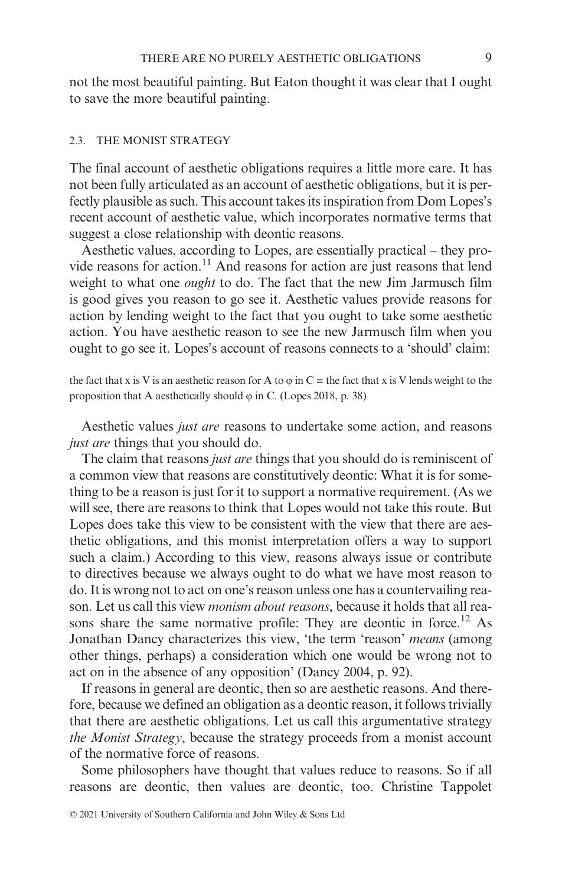not the most beautiful painting. But Eaton thought it was clear that I ought to save the more beautiful painting.

### 2.3. THE MONIST STRATEGY

The final account of aesthetic obligations requires a little more care. It has not been fully articulated as an account of aesthetic obligations, but it is perfectly plausible as such. This account takes its inspiration from Dom Lopes's recent account of aesthetic value, which incorporates normative terms that suggest a close relationship with deontic reasons.

Aesthetic values, according to Lopes, are essentially practical – they provide reasons for action.[11] And reasons for action are just reasons that lend weight to what one *ought* to do. The fact that the new Jim Jarmusch film is good gives you reason to go see it. Aesthetic values provide reasons for action by lending weight to the fact that you ought to take some aesthetic action. You have aesthetic reason to see the new Jarmusch film when you ought to go see it. Lopes's account of reasons connects to a 'should' claim:

> the fact that x is V is an aesthetic reason for A to φ in C = the fact that x is V lends weight to the proposition that A aesthetically should φ in C. (Lopes 2018, p. 38)

Aesthetic values *just are* reasons to undertake some action, and reasons *just are* things that you should do.

The claim that reasons *just are* things that you should do is reminiscent of a common view that reasons are constitutively deontic: What it is for something to be a reason is just for it to support a normative requirement. (As we will see, there are reasons to think that Lopes would not take this route. But Lopes does take this view to be consistent with the view that there are aesthetic obligations, and this monist interpretation offers a way to support such a claim.) According to this view, reasons always issue or contribute to directives because we always ought to do what we have most reason to do. It is wrong not to act on one's reason unless one has a countervailing reason. Let us call this view *monism about reasons*, because it holds that all reasons share the same normative profile: They are deontic in force.[12] As Jonathan Dancy characterizes this view, 'the term 'reason' *means* (among other things, perhaps) a consideration which one would be wrong not to act on in the absence of any opposition' (Dancy 2004, p. 92).

If reasons in general are deontic, then so are aesthetic reasons. And therefore, because we defined an obligation as a deontic reason, it follows trivially that there are aesthetic obligations. Let us call this argumentative strategy *the Monist Strategy*, because the strategy proceeds from a monist account of the normative force of reasons.

Some philosophers have thought that values reduce to reasons. So if all reasons are deontic, then values are deontic, too. Christine Tappolet

© 2021 University of Southern California and John Wiley & Sons Ltd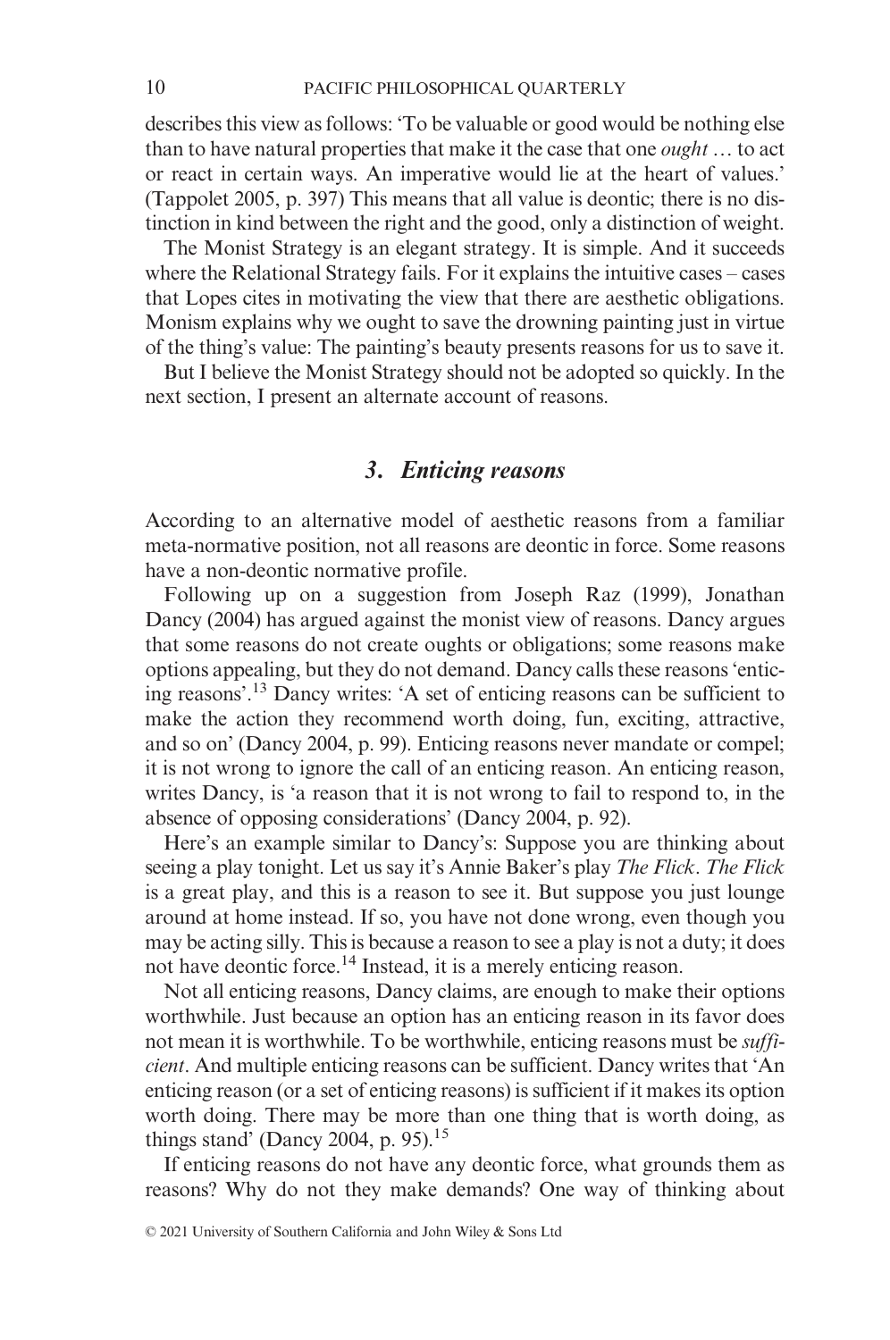describes this view as follows: 'To be valuable or good would be nothing else than to have natural properties that make it the case that one *ought* … to act or react in certain ways. An imperative would lie at the heart of values.' (Tappolet 2005, p. 397) This means that all value is deontic; there is no distinction in kind between the right and the good, only a distinction of weight.

The Monist Strategy is an elegant strategy. It is simple. And it succeeds where the Relational Strategy fails. For it explains the intuitive cases – cases that Lopes cites in motivating the view that there are aesthetic obligations. Monism explains why we ought to save the drowning painting just in virtue of the thing's value: The painting's beauty presents reasons for us to save it.

But I believe the Monist Strategy should not be adopted so quickly. In the next section, I present an alternate account of reasons.

## 3. *Enticing reasons*

According to an alternative model of aesthetic reasons from a familiar meta-normative position, not all reasons are deontic in force. Some reasons have a non-deontic normative profile.

Following up on a suggestion from Joseph Raz (1999), Jonathan Dancy (2004) has argued against the monist view of reasons. Dancy argues that some reasons do not create oughts or obligations; some reasons make options appealing, but they do not demand. Dancy calls these reasons 'enticing reasons'.[13] Dancy writes: 'A set of enticing reasons can be sufficient to make the action they recommend worth doing, fun, exciting, attractive, and so on' (Dancy 2004, p. 99). Enticing reasons never mandate or compel; it is not wrong to ignore the call of an enticing reason. An enticing reason, writes Dancy, is 'a reason that it is not wrong to fail to respond to, in the absence of opposing considerations' (Dancy 2004, p. 92).

Here's an example similar to Dancy's: Suppose you are thinking about seeing a play tonight. Let us say it's Annie Baker's play *The Flick*. *The Flick* is a great play, and this is a reason to see it. But suppose you just lounge around at home instead. If so, you have not done wrong, even though you may be acting silly. This is because a reason to see a play is not a duty; it does not have deontic force.[14] Instead, it is a merely enticing reason.

Not all enticing reasons, Dancy claims, are enough to make their options worthwhile. Just because an option has an enticing reason in its favor does not mean it is worthwhile. To be worthwhile, enticing reasons must be *sufficient*. And multiple enticing reasons can be sufficient. Dancy writes that 'An enticing reason (or a set of enticing reasons) is sufficient if it makes its option worth doing. There may be more than one thing that is worth doing, as things stand' (Dancy 2004, p. 95).[15]

If enticing reasons do not have any deontic force, what grounds them as reasons? Why do not they make demands? One way of thinking about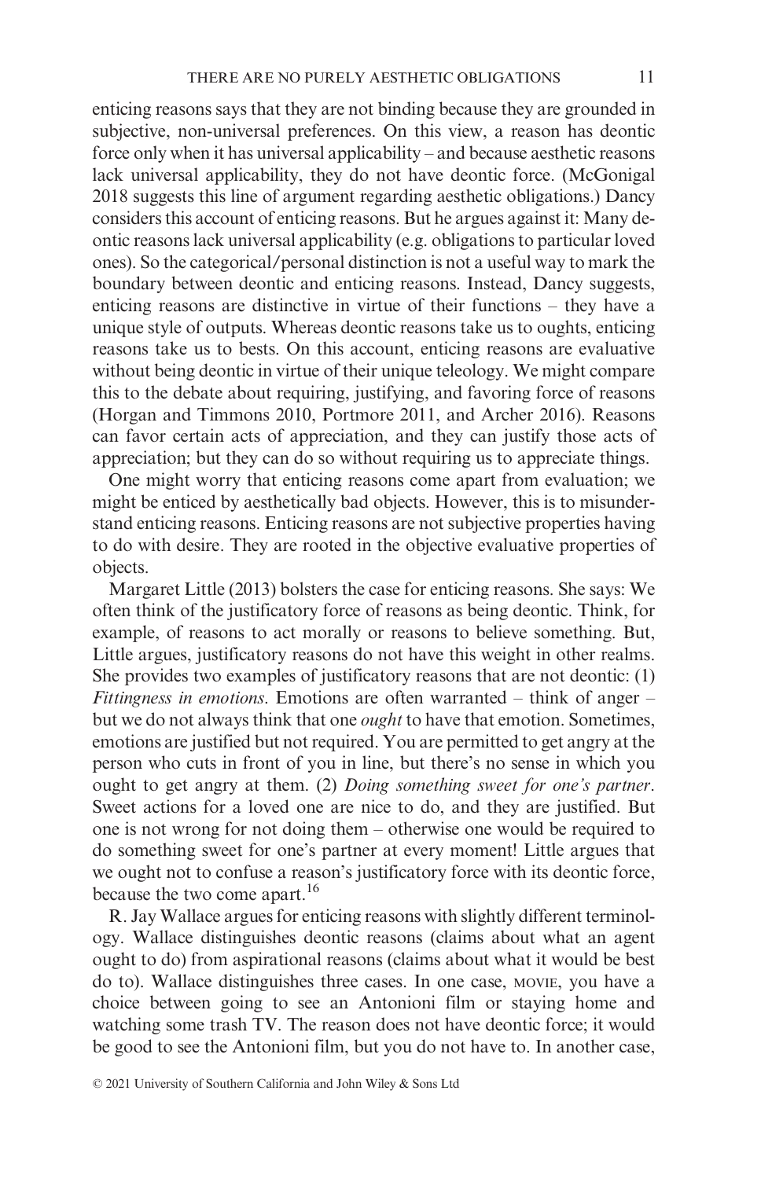enticing reasons says that they are not binding because they are grounded in subjective, non-universal preferences. On this view, a reason has deontic force only when it has universal applicability – and because aesthetic reasons lack universal applicability, they do not have deontic force. (McGonigal 2018 suggests this line of argument regarding aesthetic obligations.) Dancy considers this account of enticing reasons. But he argues against it: Many deontic reasons lack universal applicability (e.g. obligations to particular loved ones). So the categorical/personal distinction is not a useful way to mark the boundary between deontic and enticing reasons. Instead, Dancy suggests, enticing reasons are distinctive in virtue of their functions – they have a unique style of outputs. Whereas deontic reasons take us to oughts, enticing reasons take us to bests. On this account, enticing reasons are evaluative without being deontic in virtue of their unique teleology. We might compare this to the debate about requiring, justifying, and favoring force of reasons (Horgan and Timmons 2010, Portmore 2011, and Archer 2016). Reasons can favor certain acts of appreciation, and they can justify those acts of appreciation; but they can do so without requiring us to appreciate things.

One might worry that enticing reasons come apart from evaluation; we might be enticed by aesthetically bad objects. However, this is to misunderstand enticing reasons. Enticing reasons are not subjective properties having to do with desire. They are rooted in the objective evaluative properties of objects.

Margaret Little (2013) bolsters the case for enticing reasons. She says: We often think of the justificatory force of reasons as being deontic. Think, for example, of reasons to act morally or reasons to believe something. But, Little argues, justificatory reasons do not have this weight in other realms. She provides two examples of justificatory reasons that are not deontic: (1) *Fittingness in emotions*. Emotions are often warranted – think of anger – but we do not always think that one *ought* to have that emotion. Sometimes, emotions are justified but not required. You are permitted to get angry at the person who cuts in front of you in line, but there's no sense in which you ought to get angry at them. (2) *Doing something sweet for one's partner*. Sweet actions for a loved one are nice to do, and they are justified. But one is not wrong for not doing them – otherwise one would be required to do something sweet for one's partner at every moment! Little argues that we ought not to confuse a reason's justificatory force with its deontic force, because the two come apart.[16]

R. Jay Wallace argues for enticing reasons with slightly different terminology. Wallace distinguishes deontic reasons (claims about what an agent ought to do) from aspirational reasons (claims about what it would be best do to). Wallace distinguishes three cases. In one case, MOVIE, you have a choice between going to see an Antonioni film or staying home and watching some trash TV. The reason does not have deontic force; it would be good to see the Antonioni film, but you do not have to. In another case,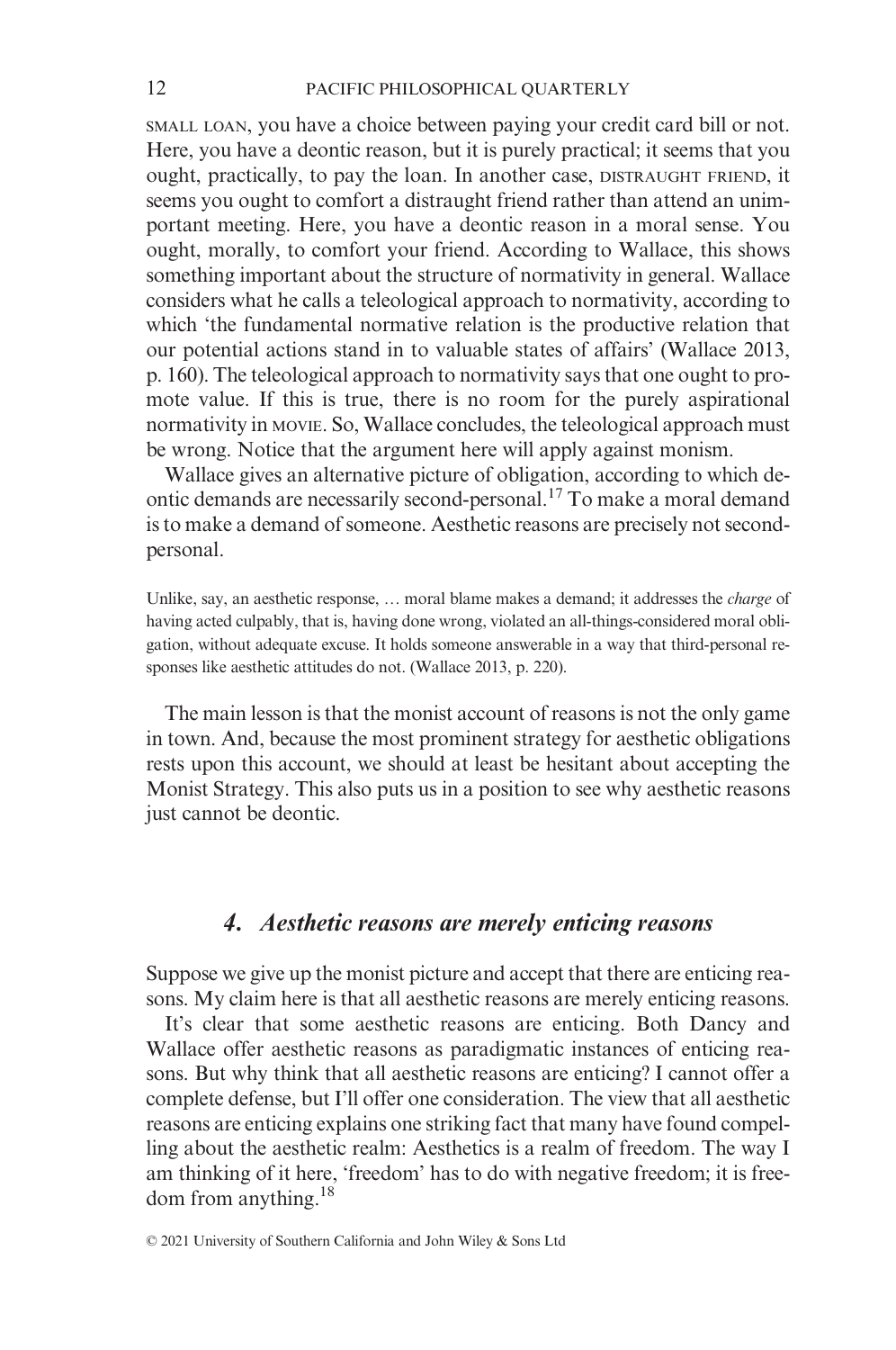SMALL LOAN, you have a choice between paying your credit card bill or not. Here, you have a deontic reason, but it is purely practical; it seems that you ought, practically, to pay the loan. In another case, DISTRAUGHT FRIEND, it seems you ought to comfort a distraught friend rather than attend an unimportant meeting. Here, you have a deontic reason in a moral sense. You ought, morally, to comfort your friend. According to Wallace, this shows something important about the structure of normativity in general. Wallace considers what he calls a teleological approach to normativity, according to which 'the fundamental normative relation is the productive relation that our potential actions stand in to valuable states of affairs' (Wallace 2013, p. 160). The teleological approach to normativity says that one ought to promote value. If this is true, there is no room for the purely aspirational normativity in MOVIE. So, Wallace concludes, the teleological approach must be wrong. Notice that the argument here will apply against monism.

Wallace gives an alternative picture of obligation, according to which deontic demands are necessarily second-personal.[17] To make a moral demand is to make a demand of someone. Aesthetic reasons are precisely not second-personal.

> Unlike, say, an aesthetic response, … moral blame makes a demand; it addresses the *charge* of having acted culpably, that is, having done wrong, violated an all-things-considered moral obligation, without adequate excuse. It holds someone answerable in a way that third-personal responses like aesthetic attitudes do not. (Wallace 2013, p. 220).

The main lesson is that the monist account of reasons is not the only game in town. And, because the most prominent strategy for aesthetic obligations rests upon this account, we should at least be hesitant about accepting the Monist Strategy. This also puts us in a position to see why aesthetic reasons just cannot be deontic.

## *4. Aesthetic reasons are merely enticing reasons*

Suppose we give up the monist picture and accept that there are enticing reasons. My claim here is that all aesthetic reasons are merely enticing reasons.

It's clear that some aesthetic reasons are enticing. Both Dancy and Wallace offer aesthetic reasons as paradigmatic instances of enticing reasons. But why think that all aesthetic reasons are enticing? I cannot offer a complete defense, but I'll offer one consideration. The view that all aesthetic reasons are enticing explains one striking fact that many have found compelling about the aesthetic realm: Aesthetics is a realm of freedom. The way I am thinking of it here, 'freedom' has to do with negative freedom; it is freedom from anything.[18]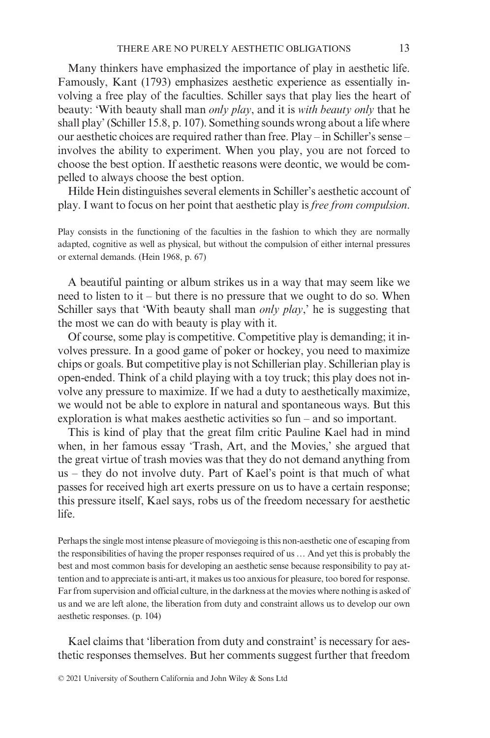Many thinkers have emphasized the importance of play in aesthetic life. Famously, Kant (1793) emphasizes aesthetic experience as essentially involving a free play of the faculties. Schiller says that play lies the heart of beauty: 'With beauty shall man *only play*, and it is *with beauty only* that he shall play' (Schiller 15.8, p. 107). Something sounds wrong about a life where our aesthetic choices are required rather than free. Play – in Schiller's sense – involves the ability to experiment. When you play, you are not forced to choose the best option. If aesthetic reasons were deontic, we would be compelled to always choose the best option.

Hilde Hein distinguishes several elements in Schiller's aesthetic account of play. I want to focus on her point that aesthetic play is *free from compulsion*.

> Play consists in the functioning of the faculties in the fashion to which they are normally adapted, cognitive as well as physical, but without the compulsion of either internal pressures or external demands. (Hein 1968, p. 67)

A beautiful painting or album strikes us in a way that may seem like we need to listen to it – but there is no pressure that we ought to do so. When Schiller says that 'With beauty shall man *only play*,' he is suggesting that the most we can do with beauty is play with it.

Of course, some play is competitive. Competitive play is demanding; it involves pressure. In a good game of poker or hockey, you need to maximize chips or goals. But competitive play is not Schillerian play. Schillerian play is open-ended. Think of a child playing with a toy truck; this play does not involve any pressure to maximize. If we had a duty to aesthetically maximize, we would not be able to explore in natural and spontaneous ways. But this exploration is what makes aesthetic activities so fun – and so important.

This is kind of play that the great film critic Pauline Kael had in mind when, in her famous essay 'Trash, Art, and the Movies,' she argued that the great virtue of trash movies was that they do not demand anything from us – they do not involve duty. Part of Kael's point is that much of what passes for received high art exerts pressure on us to have a certain response; this pressure itself, Kael says, robs us of the freedom necessary for aesthetic life.

> Perhaps the single most intense pleasure of moviegoing is this non-aesthetic one of escaping from the responsibilities of having the proper responses required of us … And yet this is probably the best and most common basis for developing an aesthetic sense because responsibility to pay attention and to appreciate is anti-art, it makes us too anxious for pleasure, too bored for response. Far from supervision and official culture, in the darkness at the movies where nothing is asked of us and we are left alone, the liberation from duty and constraint allows us to develop our own aesthetic responses. (p. 104)

Kael claims that 'liberation from duty and constraint' is necessary for aesthetic responses themselves. But her comments suggest further that freedom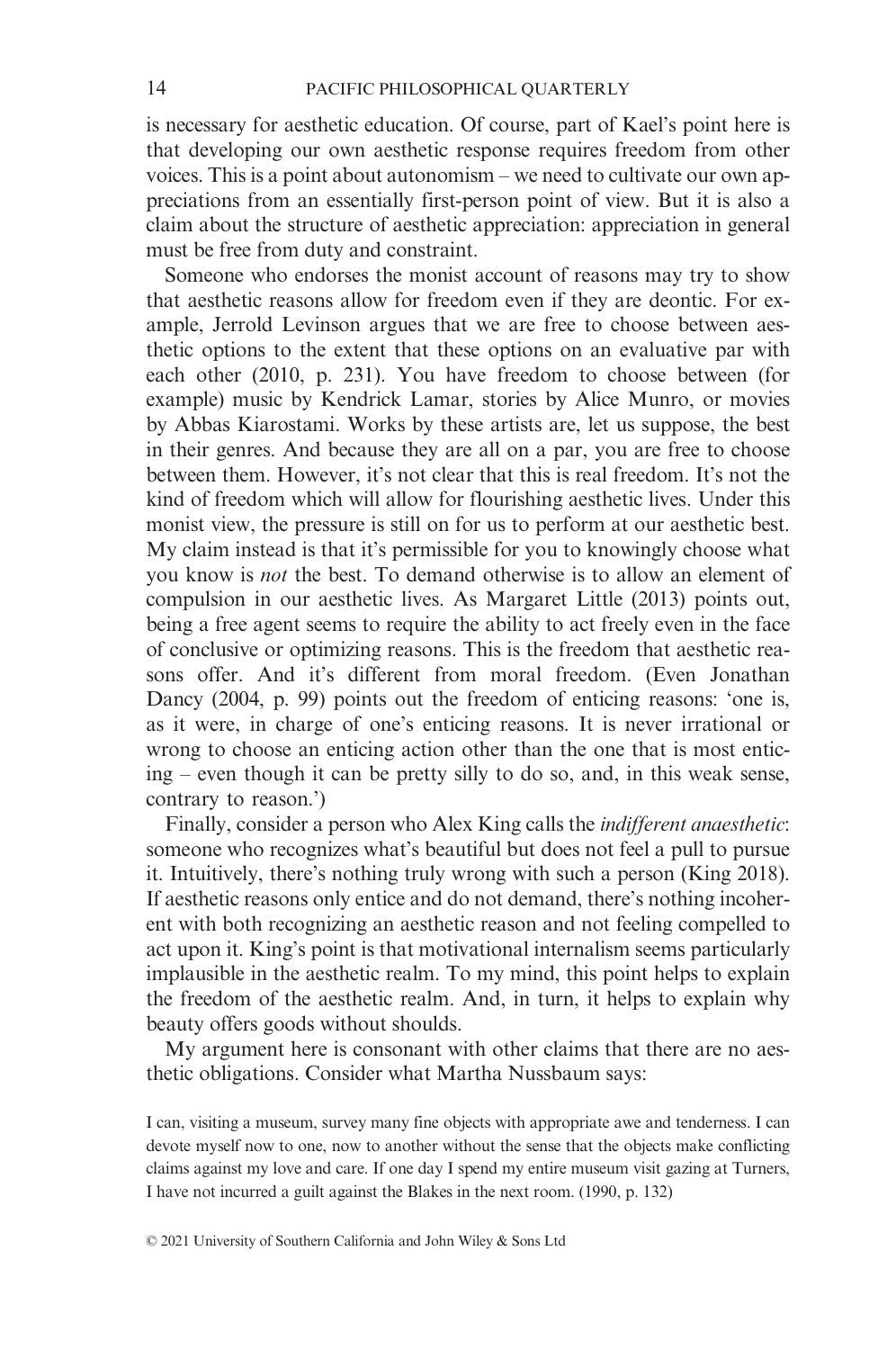is necessary for aesthetic education. Of course, part of Kael's point here is that developing our own aesthetic response requires freedom from other voices. This is a point about autonomism – we need to cultivate our own appreciations from an essentially first-person point of view. But it is also a claim about the structure of aesthetic appreciation: appreciation in general must be free from duty and constraint.

Someone who endorses the monist account of reasons may try to show that aesthetic reasons allow for freedom even if they are deontic. For example, Jerrold Levinson argues that we are free to choose between aesthetic options to the extent that these options on an evaluative par with each other (2010, p. 231). You have freedom to choose between (for example) music by Kendrick Lamar, stories by Alice Munro, or movies by Abbas Kiarostami. Works by these artists are, let us suppose, the best in their genres. And because they are all on a par, you are free to choose between them. However, it's not clear that this is real freedom. It's not the kind of freedom which will allow for flourishing aesthetic lives. Under this monist view, the pressure is still on for us to perform at our aesthetic best. My claim instead is that it's permissible for you to knowingly choose what you know is *not* the best. To demand otherwise is to allow an element of compulsion in our aesthetic lives. As Margaret Little (2013) points out, being a free agent seems to require the ability to act freely even in the face of conclusive or optimizing reasons. This is the freedom that aesthetic reasons offer. And it's different from moral freedom. (Even Jonathan Dancy (2004, p. 99) points out the freedom of enticing reasons: 'one is, as it were, in charge of one's enticing reasons. It is never irrational or wrong to choose an enticing action other than the one that is most enticing – even though it can be pretty silly to do so, and, in this weak sense, contrary to reason.')

Finally, consider a person who Alex King calls the *indifferent anaesthetic*: someone who recognizes what's beautiful but does not feel a pull to pursue it. Intuitively, there's nothing truly wrong with such a person (King 2018). If aesthetic reasons only entice and do not demand, there's nothing incoherent with both recognizing an aesthetic reason and not feeling compelled to act upon it. King's point is that motivational internalism seems particularly implausible in the aesthetic realm. To my mind, this point helps to explain the freedom of the aesthetic realm. And, in turn, it helps to explain why beauty offers goods without shoulds.

My argument here is consonant with other claims that there are no aesthetic obligations. Consider what Martha Nussbaum says:

> I can, visiting a museum, survey many fine objects with appropriate awe and tenderness. I can devote myself now to one, now to another without the sense that the objects make conflicting claims against my love and care. If one day I spend my entire museum visit gazing at Turners, I have not incurred a guilt against the Blakes in the next room. (1990, p. 132)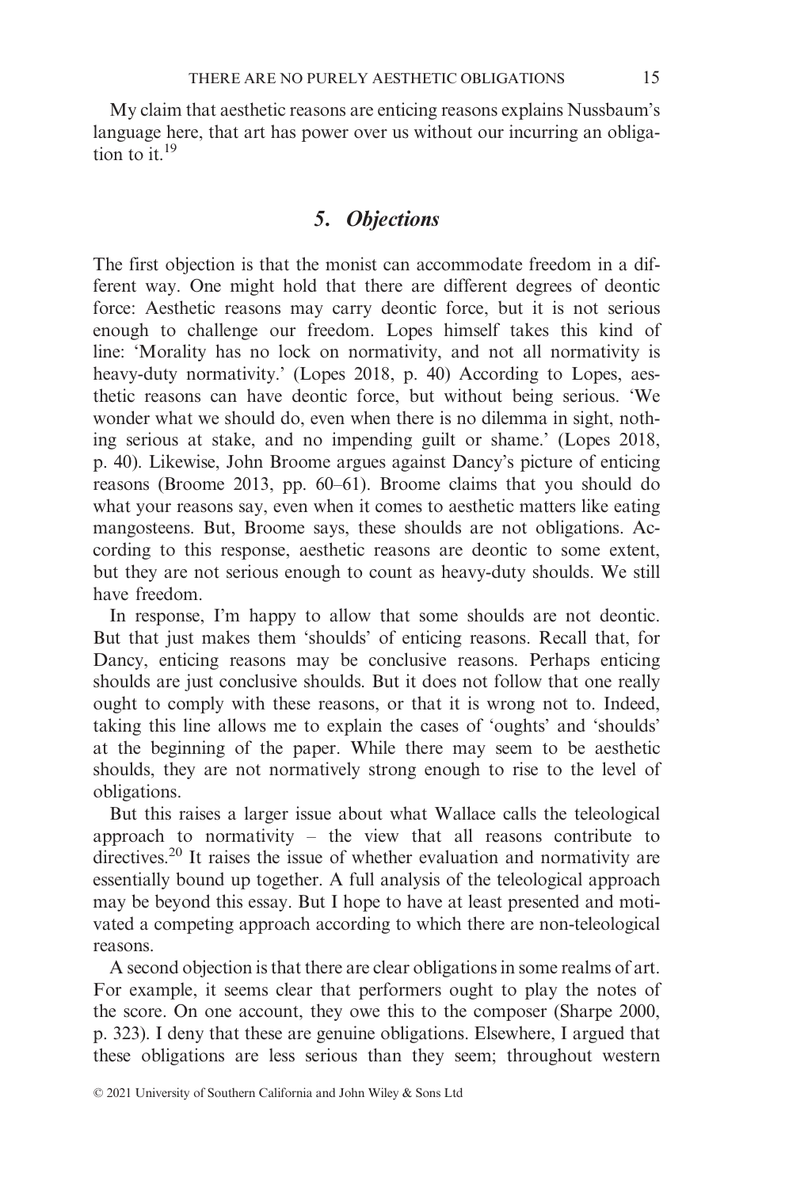My claim that aesthetic reasons are enticing reasons explains Nussbaum's language here, that art has power over us without our incurring an obligation to it.[19]

## 5. *Objections*

The first objection is that the monist can accommodate freedom in a different way. One might hold that there are different degrees of deontic force: Aesthetic reasons may carry deontic force, but it is not serious enough to challenge our freedom. Lopes himself takes this kind of line: 'Morality has no lock on normativity, and not all normativity is heavy-duty normativity.' (Lopes 2018, p. 40) According to Lopes, aesthetic reasons can have deontic force, but without being serious. 'We wonder what we should do, even when there is no dilemma in sight, nothing serious at stake, and no impending guilt or shame.' (Lopes 2018, p. 40). Likewise, John Broome argues against Dancy's picture of enticing reasons (Broome 2013, pp. 60–61). Broome claims that you should do what your reasons say, even when it comes to aesthetic matters like eating mangosteens. But, Broome says, these shoulds are not obligations. According to this response, aesthetic reasons are deontic to some extent, but they are not serious enough to count as heavy-duty shoulds. We still have freedom.

In response, I'm happy to allow that some shoulds are not deontic. But that just makes them 'shoulds' of enticing reasons. Recall that, for Dancy, enticing reasons may be conclusive reasons. Perhaps enticing shoulds are just conclusive shoulds. But it does not follow that one really ought to comply with these reasons, or that it is wrong not to. Indeed, taking this line allows me to explain the cases of 'oughts' and 'shoulds' at the beginning of the paper. While there may seem to be aesthetic shoulds, they are not normatively strong enough to rise to the level of obligations.

But this raises a larger issue about what Wallace calls the teleological approach to normativity – the view that all reasons contribute to directives.[20] It raises the issue of whether evaluation and normativity are essentially bound up together. A full analysis of the teleological approach may be beyond this essay. But I hope to have at least presented and motivated a competing approach according to which there are non-teleological reasons.

A second objection is that there are clear obligations in some realms of art. For example, it seems clear that performers ought to play the notes of the score. On one account, they owe this to the composer (Sharpe 2000, p. 323). I deny that these are genuine obligations. Elsewhere, I argued that these obligations are less serious than they seem; throughout western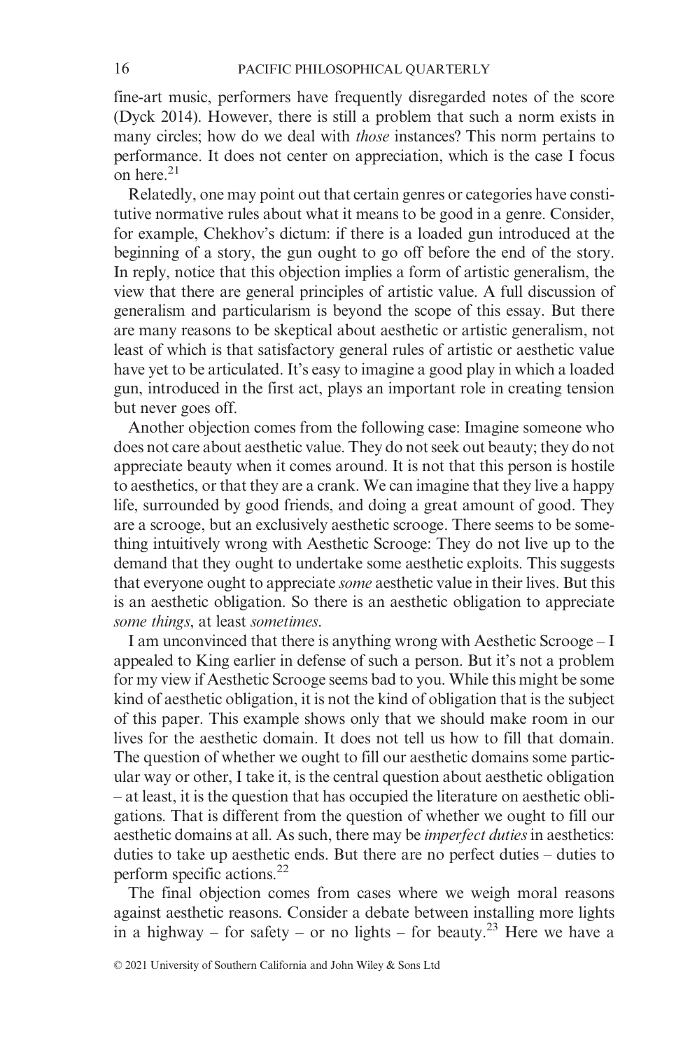fine-art music, performers have frequently disregarded notes of the score (Dyck 2014). However, there is still a problem that such a norm exists in many circles; how do we deal with *those* instances? This norm pertains to performance. It does not center on appreciation, which is the case I focus on here.[21]

Relatedly, one may point out that certain genres or categories have constitutive normative rules about what it means to be good in a genre. Consider, for example, Chekhov's dictum: if there is a loaded gun introduced at the beginning of a story, the gun ought to go off before the end of the story. In reply, notice that this objection implies a form of artistic generalism, the view that there are general principles of artistic value. A full discussion of generalism and particularism is beyond the scope of this essay. But there are many reasons to be skeptical about aesthetic or artistic generalism, not least of which is that satisfactory general rules of artistic or aesthetic value have yet to be articulated. It's easy to imagine a good play in which a loaded gun, introduced in the first act, plays an important role in creating tension but never goes off.

Another objection comes from the following case: Imagine someone who does not care about aesthetic value. They do not seek out beauty; they do not appreciate beauty when it comes around. It is not that this person is hostile to aesthetics, or that they are a crank. We can imagine that they live a happy life, surrounded by good friends, and doing a great amount of good. They are a scrooge, but an exclusively aesthetic scrooge. There seems to be something intuitively wrong with Aesthetic Scrooge: They do not live up to the demand that they ought to undertake some aesthetic exploits. This suggests that everyone ought to appreciate *some* aesthetic value in their lives. But this is an aesthetic obligation. So there is an aesthetic obligation to appreciate *some things*, at least *sometimes*.

I am unconvinced that there is anything wrong with Aesthetic Scrooge – I appealed to King earlier in defense of such a person. But it's not a problem for my view if Aesthetic Scrooge seems bad to you. While this might be some kind of aesthetic obligation, it is not the kind of obligation that is the subject of this paper. This example shows only that we should make room in our lives for the aesthetic domain. It does not tell us how to fill that domain. The question of whether we ought to fill our aesthetic domains some particular way or other, I take it, is the central question about aesthetic obligation – at least, it is the question that has occupied the literature on aesthetic obligations. That is different from the question of whether we ought to fill our aesthetic domains at all. As such, there may be *imperfect duties* in aesthetics: duties to take up aesthetic ends. But there are no perfect duties – duties to perform specific actions.[22]

The final objection comes from cases where we weigh moral reasons against aesthetic reasons. Consider a debate between installing more lights in a highway – for safety – or no lights – for beauty.[23] Here we have a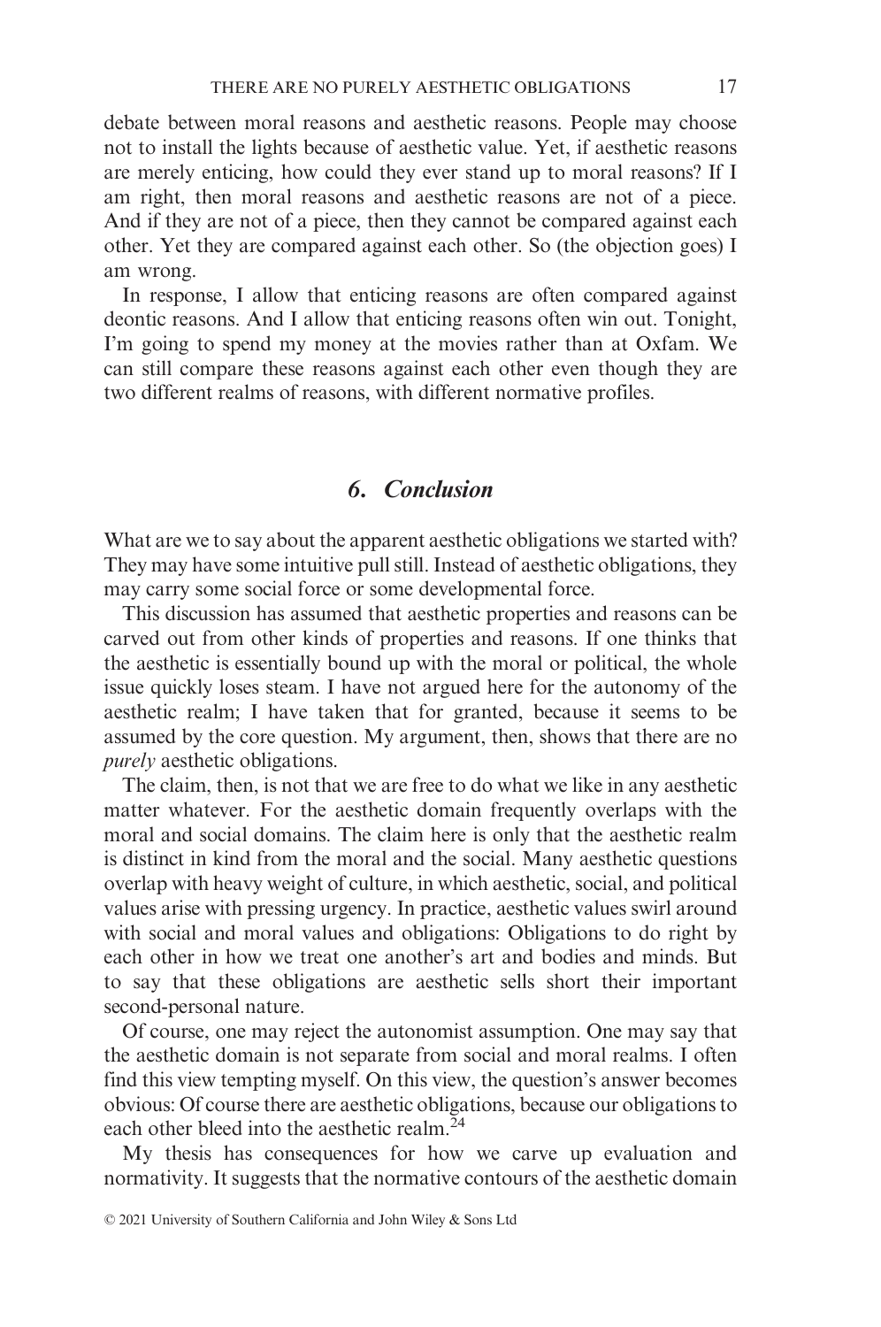debate between moral reasons and aesthetic reasons. People may choose not to install the lights because of aesthetic value. Yet, if aesthetic reasons are merely enticing, how could they ever stand up to moral reasons? If I am right, then moral reasons and aesthetic reasons are not of a piece. And if they are not of a piece, then they cannot be compared against each other. Yet they are compared against each other. So (the objection goes) I am wrong.

In response, I allow that enticing reasons are often compared against deontic reasons. And I allow that enticing reasons often win out. Tonight, I'm going to spend my money at the movies rather than at Oxfam. We can still compare these reasons against each other even though they are two different realms of reasons, with different normative profiles.

## 6. *Conclusion*

What are we to say about the apparent aesthetic obligations we started with? They may have some intuitive pull still. Instead of aesthetic obligations, they may carry some social force or some developmental force.

This discussion has assumed that aesthetic properties and reasons can be carved out from other kinds of properties and reasons. If one thinks that the aesthetic is essentially bound up with the moral or political, the whole issue quickly loses steam. I have not argued here for the autonomy of the aesthetic realm; I have taken that for granted, because it seems to be assumed by the core question. My argument, then, shows that there are no *purely* aesthetic obligations.

The claim, then, is not that we are free to do what we like in any aesthetic matter whatever. For the aesthetic domain frequently overlaps with the moral and social domains. The claim here is only that the aesthetic realm is distinct in kind from the moral and the social. Many aesthetic questions overlap with heavy weight of culture, in which aesthetic, social, and political values arise with pressing urgency. In practice, aesthetic values swirl around with social and moral values and obligations: Obligations to do right by each other in how we treat one another's art and bodies and minds. But to say that these obligations are aesthetic sells short their important second-personal nature.

Of course, one may reject the autonomist assumption. One may say that the aesthetic domain is not separate from social and moral realms. I often find this view tempting myself. On this view, the question's answer becomes obvious: Of course there are aesthetic obligations, because our obligations to each other bleed into the aesthetic realm.[24]

My thesis has consequences for how we carve up evaluation and normativity. It suggests that the normative contours of the aesthetic domain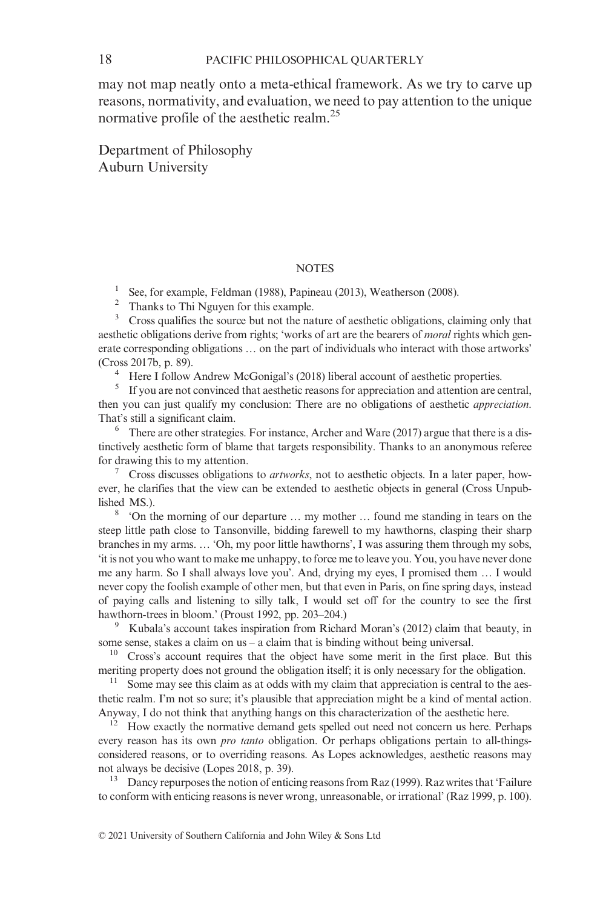may not map neatly onto a meta-ethical framework. As we try to carve up reasons, normativity, and evaluation, we need to pay attention to the unique normative profile of the aesthetic realm.[25]

Department of Philosophy
Auburn University

## NOTES

[1] See, for example, Feldman (1988), Papineau (2013), Weatherson (2008).

[2] Thanks to Thi Nguyen for this example.

[3] Cross qualifies the source but not the nature of aesthetic obligations, claiming only that aesthetic obligations derive from rights; 'works of art are the bearers of *moral* rights which generate corresponding obligations … on the part of individuals who interact with those artworks' (Cross 2017b, p. 89).

[4] Here I follow Andrew McGonigal's (2018) liberal account of aesthetic properties.

[5] If you are not convinced that aesthetic reasons for appreciation and attention are central, then you can just qualify my conclusion: There are no obligations of aesthetic *appreciation*. That's still a significant claim.

[6] There are other strategies. For instance, Archer and Ware (2017) argue that there is a distinctively aesthetic form of blame that targets responsibility. Thanks to an anonymous referee for drawing this to my attention.

[7] Cross discusses obligations to *artworks*, not to aesthetic objects. In a later paper, however, he clarifies that the view can be extended to aesthetic objects in general (Cross Unpublished MS.).

[8] 'On the morning of our departure … my mother … found me standing in tears on the steep little path close to Tansonville, bidding farewell to my hawthorns, clasping their sharp branches in my arms. … 'Oh, my poor little hawthorns', I was assuring them through my sobs, 'it is not you who want to make me unhappy, to force me to leave you. You, you have never done me any harm. So I shall always love you'. And, drying my eyes, I promised them … I would never copy the foolish example of other men, but that even in Paris, on fine spring days, instead of paying calls and listening to silly talk, I would set off for the country to see the first hawthorn-trees in bloom.' (Proust 1992, pp. 203–204.)

[9] Kubala's account takes inspiration from Richard Moran's (2012) claim that beauty, in some sense, stakes a claim on us – a claim that is binding without being universal.

[10] Cross's account requires that the object have some merit in the first place. But this meriting property does not ground the obligation itself; it is only necessary for the obligation.

[11] Some may see this claim as at odds with my claim that appreciation is central to the aesthetic realm. I'm not so sure; it's plausible that appreciation might be a kind of mental action. Anyway, I do not think that anything hangs on this characterization of the aesthetic here.

[12] How exactly the normative demand gets spelled out need not concern us here. Perhaps every reason has its own *pro tanto* obligation. Or perhaps obligations pertain to all-things-considered reasons, or to overriding reasons. As Lopes acknowledges, aesthetic reasons may not always be decisive (Lopes 2018, p. 39).

[13] Dancy repurposes the notion of enticing reasons from Raz (1999). Raz writes that 'Failure to conform with enticing reasons is never wrong, unreasonable, or irrational' (Raz 1999, p. 100).

© 2021 University of Southern California and John Wiley & Sons Ltd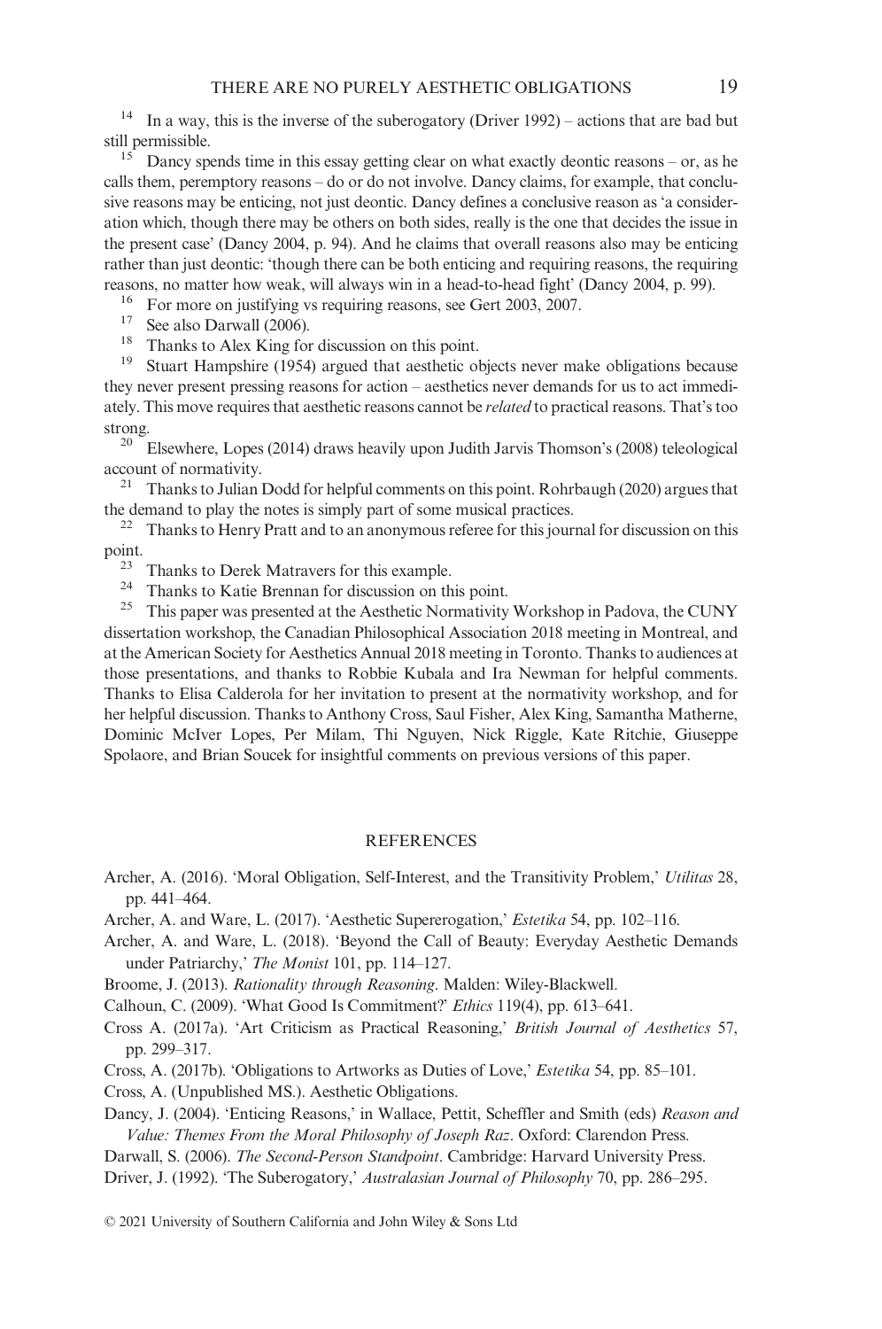[14] In a way, this is the inverse of the suberogatory (Driver 1992) – actions that are bad but still permissible.

[15] Dancy spends time in this essay getting clear on what exactly deontic reasons – or, as he calls them, peremptory reasons – do or do not involve. Dancy claims, for example, that conclusive reasons may be enticing, not just deontic. Dancy defines a conclusive reason as 'a consideration which, though there may be others on both sides, really is the one that decides the issue in the present case' (Dancy 2004, p. 94). And he claims that overall reasons also may be enticing rather than just deontic: 'though there can be both enticing and requiring reasons, the requiring reasons, no matter how weak, will always win in a head-to-head fight' (Dancy 2004, p. 99).

[16] For more on justifying vs requiring reasons, see Gert 2003, 2007.

[17] See also Darwall (2006).

[18] Thanks to Alex King for discussion on this point.

[19] Stuart Hampshire (1954) argued that aesthetic objects never make obligations because they never present pressing reasons for action – aesthetics never demands for us to act immediately. This move requires that aesthetic reasons cannot be *related* to practical reasons. That's too strong.

[20] Elsewhere, Lopes (2014) draws heavily upon Judith Jarvis Thomson's (2008) teleological account of normativity.

[21] Thanks to Julian Dodd for helpful comments on this point. Rohrbaugh (2020) argues that the demand to play the notes is simply part of some musical practices.

[22] Thanks to Henry Pratt and to an anonymous referee for this journal for discussion on this point.

[23] Thanks to Derek Matravers for this example.

[24] Thanks to Katie Brennan for discussion on this point.

[25] This paper was presented at the Aesthetic Normativity Workshop in Padova, the CUNY dissertation workshop, the Canadian Philosophical Association 2018 meeting in Montreal, and at the American Society for Aesthetics Annual 2018 meeting in Toronto. Thanks to audiences at those presentations, and thanks to Robbie Kubala and Ira Newman for helpful comments. Thanks to Elisa Calderola for her invitation to present at the normativity workshop, and for her helpful discussion. Thanks to Anthony Cross, Saul Fisher, Alex King, Samantha Matherne, Dominic McIver Lopes, Per Milam, Thi Nguyen, Nick Riggle, Kate Ritchie, Giuseppe Spolaore, and Brian Soucek for insightful comments on previous versions of this paper.

## REFERENCES

Archer, A. (2016). 'Moral Obligation, Self-Interest, and the Transitivity Problem,' *Utilitas* 28, pp. 441–464.

Archer, A. and Ware, L. (2017). 'Aesthetic Supererogation,' *Estetika* 54, pp. 102–116.

Archer, A. and Ware, L. (2018). 'Beyond the Call of Beauty: Everyday Aesthetic Demands under Patriarchy,' *The Monist* 101, pp. 114–127.

Broome, J. (2013). *Rationality through Reasoning*. Malden: Wiley-Blackwell.

Calhoun, C. (2009). 'What Good Is Commitment?' *Ethics* 119(4), pp. 613–641.

Cross A. (2017a). 'Art Criticism as Practical Reasoning,' *British Journal of Aesthetics* 57, pp. 299–317.

Cross, A. (2017b). 'Obligations to Artworks as Duties of Love,' *Estetika* 54, pp. 85–101.

Cross, A. (Unpublished MS.). Aesthetic Obligations.

Dancy, J. (2004). 'Enticing Reasons,' in Wallace, Pettit, Scheffler and Smith (eds) *Reason and Value: Themes From the Moral Philosophy of Joseph Raz*. Oxford: Clarendon Press.

Darwall, S. (2006). *The Second-Person Standpoint*. Cambridge: Harvard University Press.

Driver, J. (1992). 'The Suberogatory,' *Australasian Journal of Philosophy* 70, pp. 286–295.

© 2021 University of Southern California and John Wiley & Sons Ltd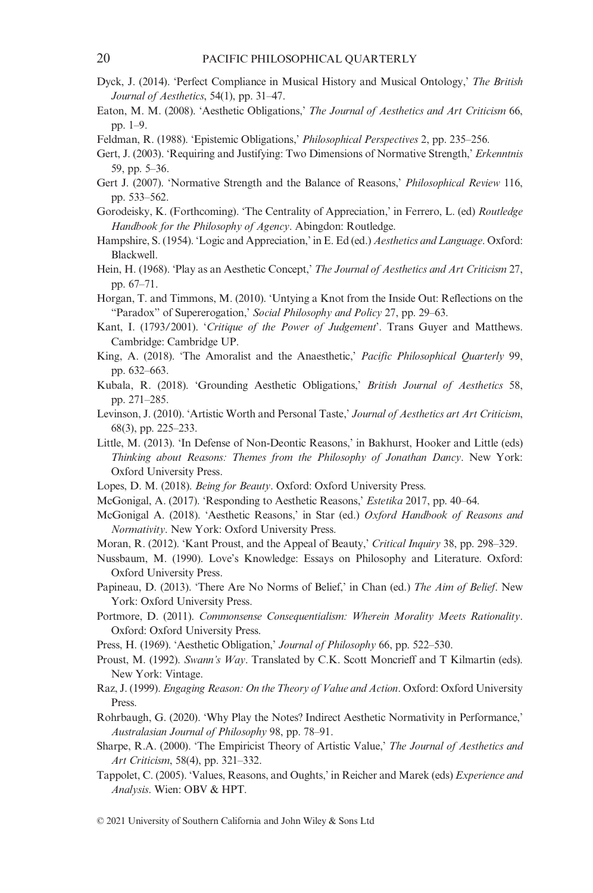Dyck, J. (2014). 'Perfect Compliance in Musical History and Musical Ontology,' *The British Journal of Aesthetics*, 54(1), pp. 31–47.

Eaton, M. M. (2008). 'Aesthetic Obligations,' *The Journal of Aesthetics and Art Criticism* 66, pp. 1–9.

Feldman, R. (1988). 'Epistemic Obligations,' *Philosophical Perspectives* 2, pp. 235–256.

Gert, J. (2003). 'Requiring and Justifying: Two Dimensions of Normative Strength,' *Erkenntnis* 59, pp. 5–36.

Gert J. (2007). 'Normative Strength and the Balance of Reasons,' *Philosophical Review* 116, pp. 533–562.

Gorodeisky, K. (Forthcoming). 'The Centrality of Appreciation,' in Ferrero, L. (ed) *Routledge Handbook for the Philosophy of Agency*. Abingdon: Routledge.

Hampshire, S. (1954). 'Logic and Appreciation,' in E. Ed (ed.) *Aesthetics and Language*. Oxford: Blackwell.

Hein, H. (1968). 'Play as an Aesthetic Concept,' *The Journal of Aesthetics and Art Criticism* 27, pp. 67–71.

Horgan, T. and Timmons, M. (2010). 'Untying a Knot from the Inside Out: Reflections on the "Paradox" of Supererogation,' *Social Philosophy and Policy* 27, pp. 29–63.

Kant, I. (1793/2001). '*Critique of the Power of Judgement*'. Trans Guyer and Matthews. Cambridge: Cambridge UP.

King, A. (2018). 'The Amoralist and the Anaesthetic,' *Pacific Philosophical Quarterly* 99, pp. 632–663.

Kubala, R. (2018). 'Grounding Aesthetic Obligations,' *British Journal of Aesthetics* 58, pp. 271–285.

Levinson, J. (2010). 'Artistic Worth and Personal Taste,' *Journal of Aesthetics art Art Criticism*, 68(3), pp. 225–233.

Little, M. (2013). 'In Defense of Non-Deontic Reasons,' in Bakhurst, Hooker and Little (eds) *Thinking about Reasons: Themes from the Philosophy of Jonathan Dancy*. New York: Oxford University Press.

Lopes, D. M. (2018). *Being for Beauty*. Oxford: Oxford University Press.

McGonigal, A. (2017). 'Responding to Aesthetic Reasons,' *Estetika* 2017, pp. 40–64.

McGonigal A. (2018). 'Aesthetic Reasons,' in Star (ed.) *Oxford Handbook of Reasons and Normativity*. New York: Oxford University Press.

Moran, R. (2012). 'Kant Proust, and the Appeal of Beauty,' *Critical Inquiry* 38, pp. 298–329.

Nussbaum, M. (1990). Love's Knowledge: Essays on Philosophy and Literature. Oxford: Oxford University Press.

Papineau, D. (2013). 'There Are No Norms of Belief,' in Chan (ed.) *The Aim of Belief*. New York: Oxford University Press.

Portmore, D. (2011). *Commonsense Consequentialism: Wherein Morality Meets Rationality*. Oxford: Oxford University Press.

Press, H. (1969). 'Aesthetic Obligation,' *Journal of Philosophy* 66, pp. 522–530.

Proust, M. (1992). *Swann's Way*. Translated by C.K. Scott Moncrieff and T Kilmartin (eds). New York: Vintage.

Raz, J. (1999). *Engaging Reason: On the Theory of Value and Action*. Oxford: Oxford University Press.

Rohrbaugh, G. (2020). 'Why Play the Notes? Indirect Aesthetic Normativity in Performance,' *Australasian Journal of Philosophy* 98, pp. 78–91.

Sharpe, R.A. (2000). 'The Empiricist Theory of Artistic Value,' *The Journal of Aesthetics and Art Criticism*, 58(4), pp. 321–332.

Tappolet, C. (2005). 'Values, Reasons, and Oughts,' in Reicher and Marek (eds) *Experience and Analysis*. Wien: OBV & HPT.

© 2021 University of Southern California and John Wiley & Sons Ltd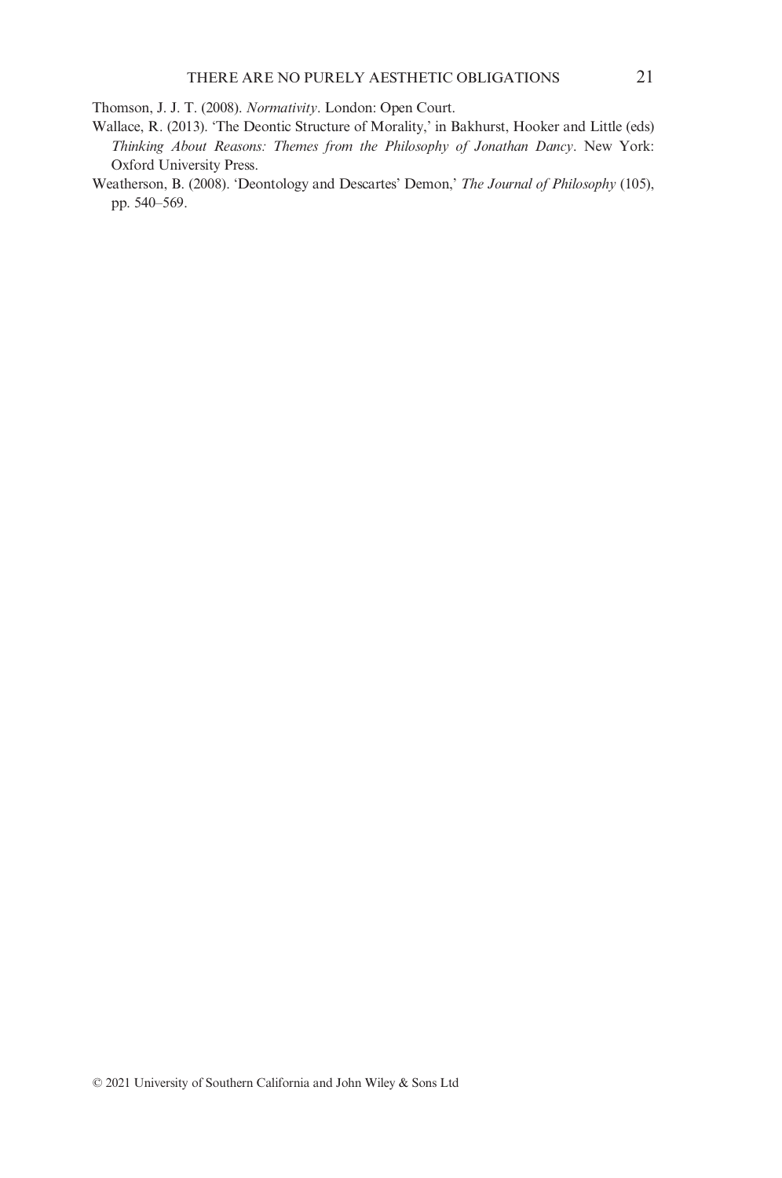Thomson, J. J. T. (2008). *Normativity*. London: Open Court.

Wallace, R. (2013). 'The Deontic Structure of Morality,' in Bakhurst, Hooker and Little (eds) *Thinking About Reasons: Themes from the Philosophy of Jonathan Dancy*. New York: Oxford University Press.

Weatherson, B. (2008). 'Deontology and Descartes' Demon,' *The Journal of Philosophy* (105), pp. 540–569.

© 2021 University of Southern California and John Wiley & Sons Ltd